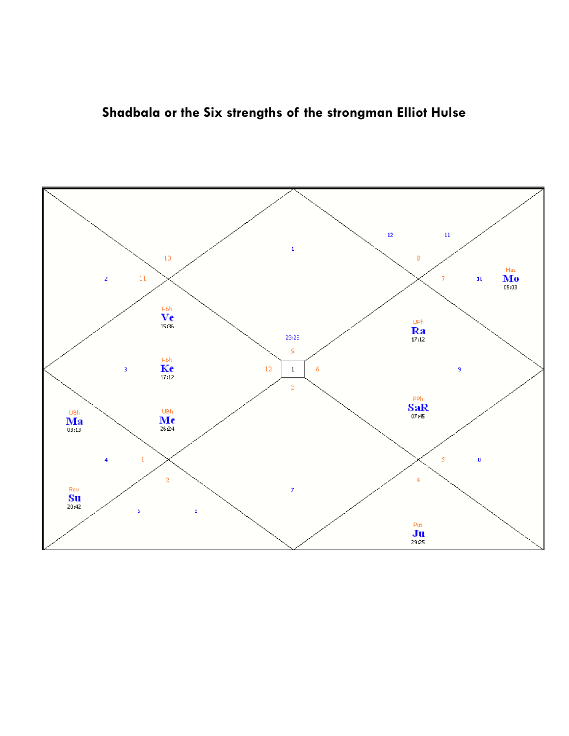# Shadbala or the Six strengths of the strongman Elliot Hulse

| Planet | Nakshatra | Degree |
| --- | --- | --- |
| Ve | PBh | 15:36 |
| Ke | PBh | 17:12 |
| Me | UBh | 26:24 |
| Ma | UBh | 03:13 |
| Su | Rev | 20:42 |
| Mo | Has | 05:03 |
| Ra | UPh | 17:12 |
| SaR | PPh | 07:45 |
| Ju | Pus | 29:25 |

Ascendant: 23:26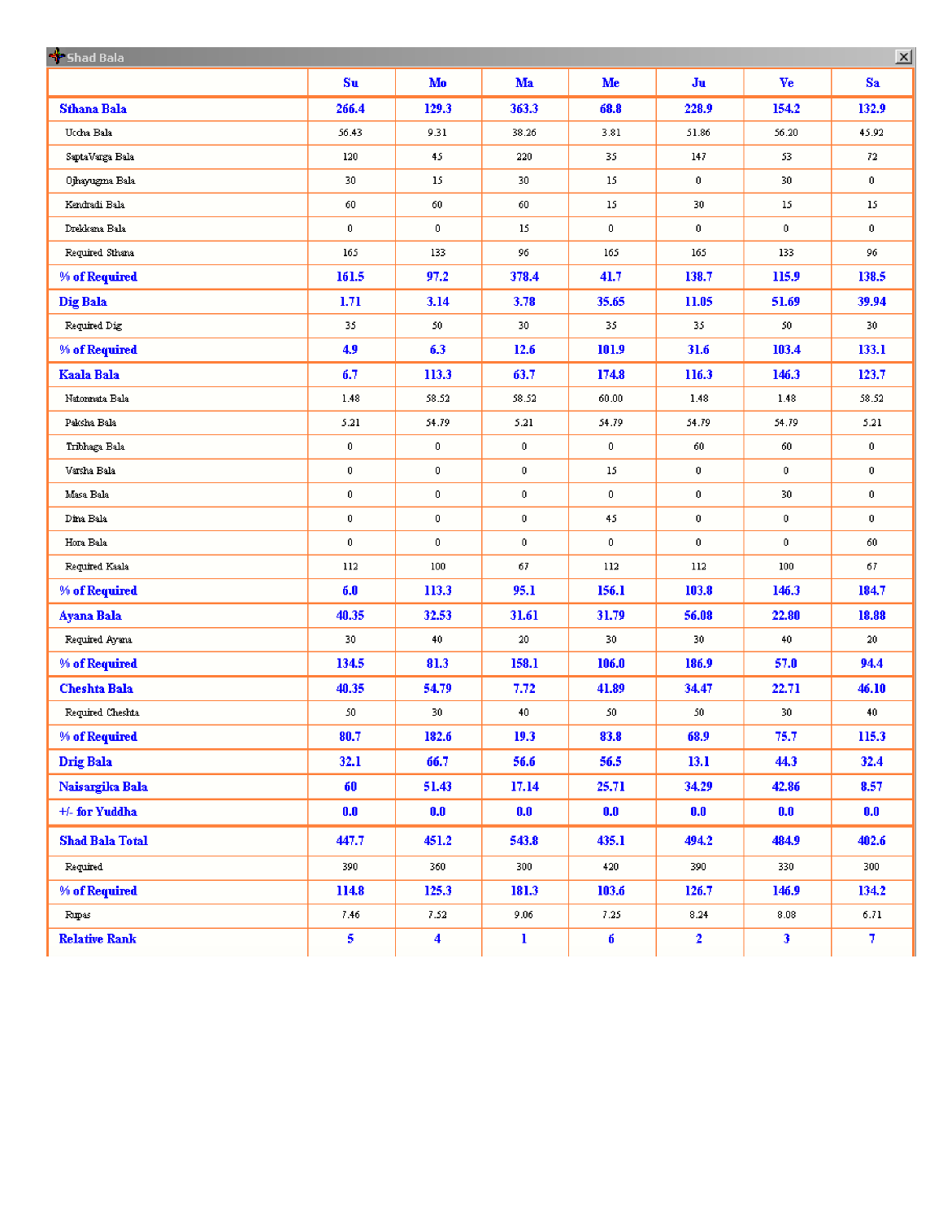## Shad Bala

| | Su | Mo | Ma | Me | Ju | Ve | Sa |
|---|---|---|---|---|---|---|---|
| **Sthana Bala** | **266.4** | **129.3** | **363.3** | **68.8** | **228.9** | **154.2** | **132.9** |
| Uccha Bala | 56.43 | 9.31 | 38.26 | 3.81 | 51.86 | 56.20 | 45.92 |
| SaptaVarga Bala | 120 | 45 | 220 | 35 | 147 | 53 | 72 |
| Ojhayugma Bala | 30 | 15 | 30 | 15 | 0 | 30 | 0 |
| Kendradi Bala | 60 | 60 | 60 | 15 | 30 | 15 | 15 |
| Drekkana Bala | 0 | 0 | 15 | 0 | 0 | 0 | 0 |
| Required Sthana | 165 | 133 | 96 | 165 | 165 | 133 | 96 |
| **% of Required** | **161.5** | **97.2** | **378.4** | **41.7** | **138.7** | **115.9** | **138.5** |
| **Dig Bala** | **1.71** | **3.14** | **3.78** | **35.65** | **11.05** | **51.69** | **39.94** |
| Required Dig | 35 | 50 | 30 | 35 | 35 | 50 | 30 |
| **% of Required** | **4.9** | **6.3** | **12.6** | **101.9** | **31.6** | **103.4** | **133.1** |
| **Kaala Bala** | **6.7** | **113.3** | **63.7** | **174.8** | **116.3** | **146.3** | **123.7** |
| Natonnata Bala | 1.48 | 58.52 | 58.52 | 60.00 | 1.48 | 1.48 | 58.52 |
| Paksha Bala | 5.21 | 54.79 | 5.21 | 54.79 | 54.79 | 54.79 | 5.21 |
| Tribhaga Bala | 0 | 0 | 0 | 0 | 60 | 60 | 0 |
| Varsha Bala | 0 | 0 | 0 | 15 | 0 | 0 | 0 |
| Masa Bala | 0 | 0 | 0 | 0 | 0 | 30 | 0 |
| Dina Bala | 0 | 0 | 0 | 45 | 0 | 0 | 0 |
| Hora Bala | 0 | 0 | 0 | 0 | 0 | 0 | 60 |
| Required Kaala | 112 | 100 | 67 | 112 | 112 | 100 | 67 |
| **% of Required** | **6.0** | **113.3** | **95.1** | **156.1** | **103.8** | **146.3** | **184.7** |
| **Ayana Bala** | **40.35** | **32.53** | **31.61** | **31.79** | **56.08** | **22.80** | **18.88** |
| Required Ayana | 30 | 40 | 20 | 30 | 30 | 40 | 20 |
| **% of Required** | **134.5** | **81.3** | **158.1** | **106.0** | **186.9** | **57.0** | **94.4** |
| **Cheshta Bala** | **40.35** | **54.79** | **7.72** | **41.89** | **34.47** | **22.71** | **46.10** |
| Required Cheshta | 50 | 30 | 40 | 50 | 50 | 30 | 40 |
| **% of Required** | **80.7** | **182.6** | **19.3** | **83.8** | **68.9** | **75.7** | **115.3** |
| **Drig Bala** | **32.1** | **66.7** | **56.6** | **56.5** | **13.1** | **44.3** | **32.4** |
| **Naisargika Bala** | **60** | **51.43** | **17.14** | **25.71** | **34.29** | **42.86** | **8.57** |
| **+/- for Yuddha** | **0.0** | **0.0** | **0.0** | **0.0** | **0.0** | **0.0** | **0.0** |
| **Shad Bala Total** | **447.7** | **451.2** | **543.8** | **435.1** | **494.2** | **484.9** | **402.6** |
| Required | 390 | 360 | 300 | 420 | 390 | 330 | 300 |
| **% of Required** | **114.8** | **125.3** | **181.3** | **103.6** | **126.7** | **146.9** | **134.2** |
| Rupas | 7.46 | 7.52 | 9.06 | 7.25 | 8.24 | 8.08 | 6.71 |
| **Relative Rank** | **5** | **4** | **1** | **6** | **2** | **3** | **7** |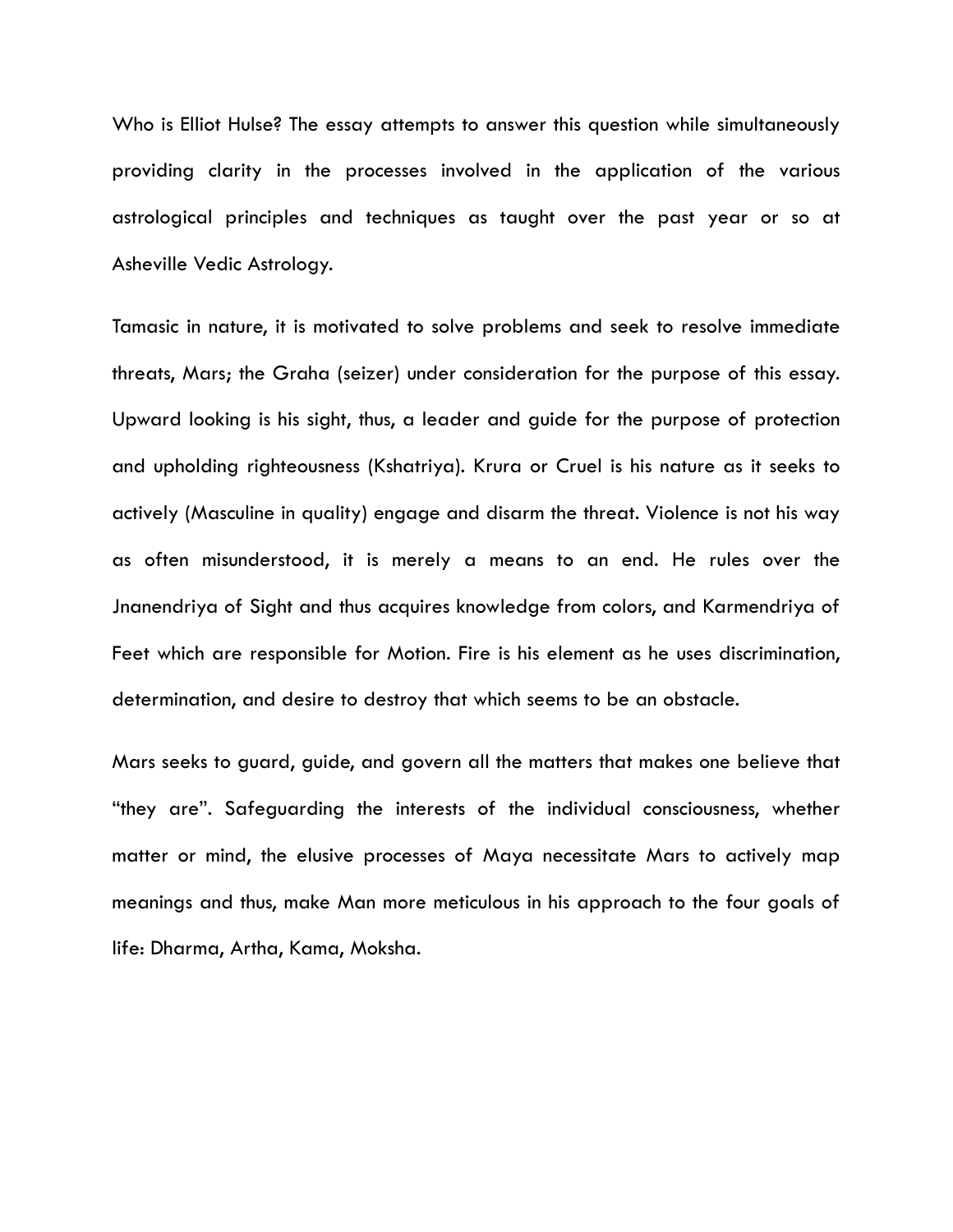Who is Elliot Hulse? The essay attempts to answer this question while simultaneously providing clarity in the processes involved in the application of the various astrological principles and techniques as taught over the past year or so at Asheville Vedic Astrology.

Tamasic in nature, it is motivated to solve problems and seek to resolve immediate threats, Mars; the Graha (seizer) under consideration for the purpose of this essay. Upward looking is his sight, thus, a leader and guide for the purpose of protection and upholding righteousness (Kshatriya). Krura or Cruel is his nature as it seeks to actively (Masculine in quality) engage and disarm the threat. Violence is not his way as often misunderstood, it is merely a means to an end. He rules over the Jnanendriya of Sight and thus acquires knowledge from colors, and Karmendriya of Feet which are responsible for Motion. Fire is his element as he uses discrimination, determination, and desire to destroy that which seems to be an obstacle.

Mars seeks to guard, guide, and govern all the matters that makes one believe that "they are". Safeguarding the interests of the individual consciousness, whether matter or mind, the elusive processes of Maya necessitate Mars to actively map meanings and thus, make Man more meticulous in his approach to the four goals of life: Dharma, Artha, Kama, Moksha.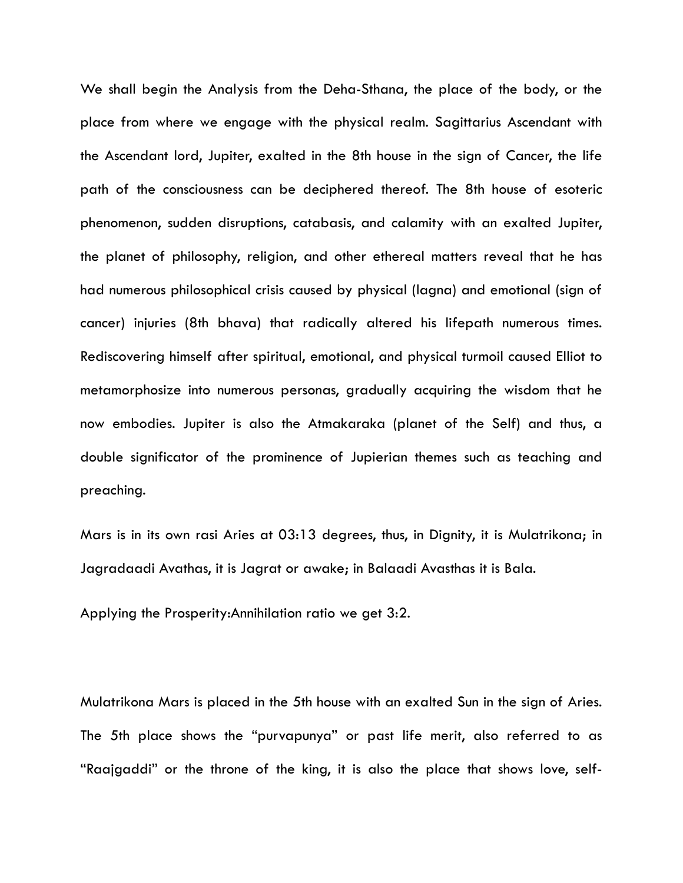We shall begin the Analysis from the Deha-Sthana, the place of the body, or the place from where we engage with the physical realm. Sagittarius Ascendant with the Ascendant lord, Jupiter, exalted in the 8th house in the sign of Cancer, the life path of the consciousness can be deciphered thereof. The 8th house of esoteric phenomenon, sudden disruptions, catabasis, and calamity with an exalted Jupiter, the planet of philosophy, religion, and other ethereal matters reveal that he has had numerous philosophical crisis caused by physical (lagna) and emotional (sign of cancer) injuries (8th bhava) that radically altered his lifepath numerous times. Rediscovering himself after spiritual, emotional, and physical turmoil caused Elliot to metamorphosize into numerous personas, gradually acquiring the wisdom that he now embodies. Jupiter is also the Atmakaraka (planet of the Self) and thus, a double significator of the prominence of Jupierian themes such as teaching and preaching.

Mars is in its own rasi Aries at 03:13 degrees, thus, in Dignity, it is Mulatrikona; in Jagradaadi Avathas, it is Jagrat or awake; in Balaadi Avasthas it is Bala.

Applying the Prosperity:Annihilation ratio we get 3:2.

Mulatrikona Mars is placed in the 5th house with an exalted Sun in the sign of Aries. The 5th place shows the "purvapunya" or past life merit, also referred to as "Raajgaddi" or the throne of the king, it is also the place that shows love, self-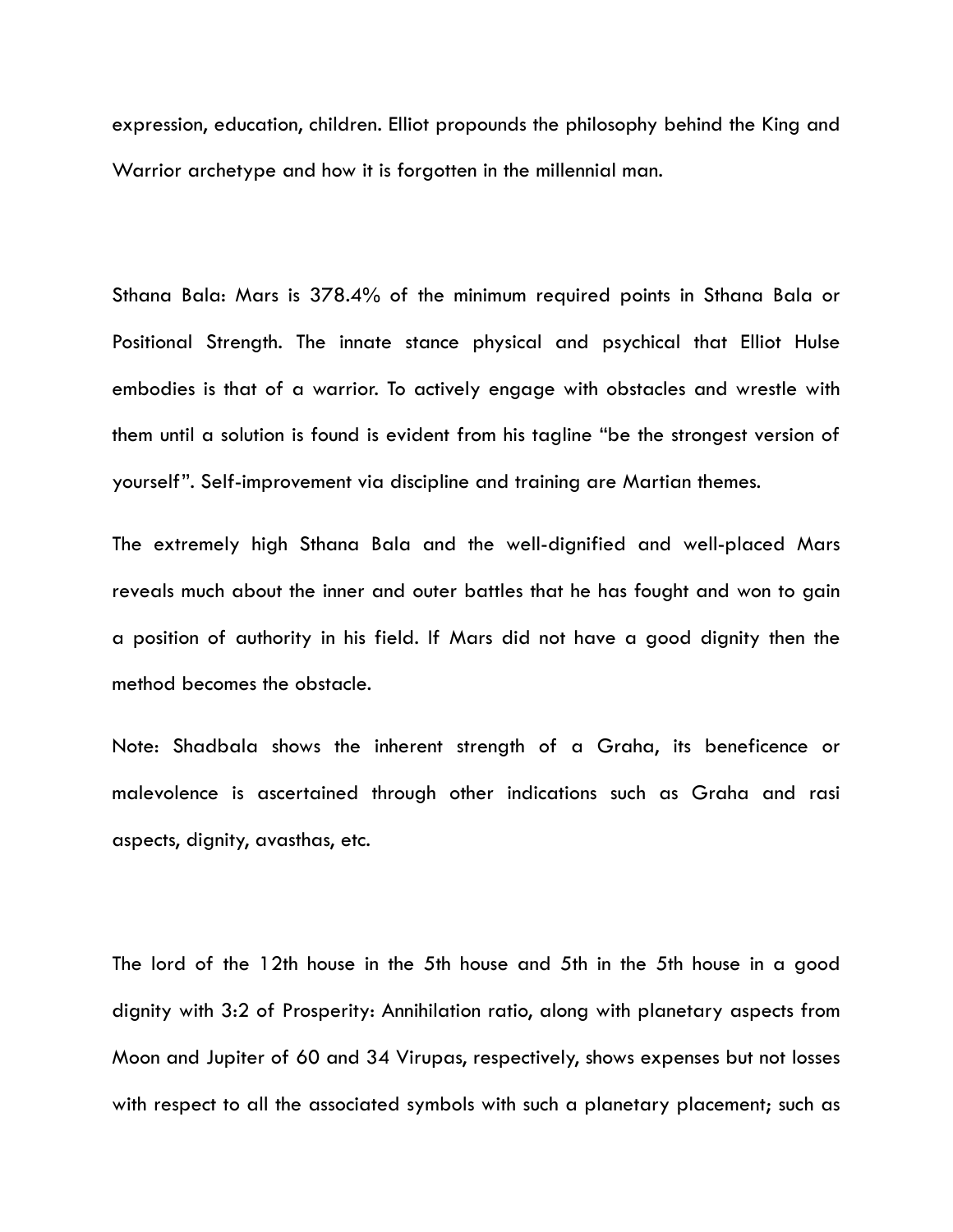expression, education, children. Elliot propounds the philosophy behind the King and Warrior archetype and how it is forgotten in the millennial man.

Sthana Bala: Mars is 378.4% of the minimum required points in Sthana Bala or Positional Strength. The innate stance physical and psychical that Elliot Hulse embodies is that of a warrior. To actively engage with obstacles and wrestle with them until a solution is found is evident from his tagline "be the strongest version of yourself". Self-improvement via discipline and training are Martian themes.

The extremely high Sthana Bala and the well-dignified and well-placed Mars reveals much about the inner and outer battles that he has fought and won to gain a position of authority in his field. If Mars did not have a good dignity then the method becomes the obstacle.

Note: Shadbala shows the inherent strength of a Graha, its beneficence or malevolence is ascertained through other indications such as Graha and rasi aspects, dignity, avasthas, etc.

The lord of the 12th house in the 5th house and 5th in the 5th house in a good dignity with 3:2 of Prosperity: Annihilation ratio, along with planetary aspects from Moon and Jupiter of 60 and 34 Virupas, respectively, shows expenses but not losses with respect to all the associated symbols with such a planetary placement; such as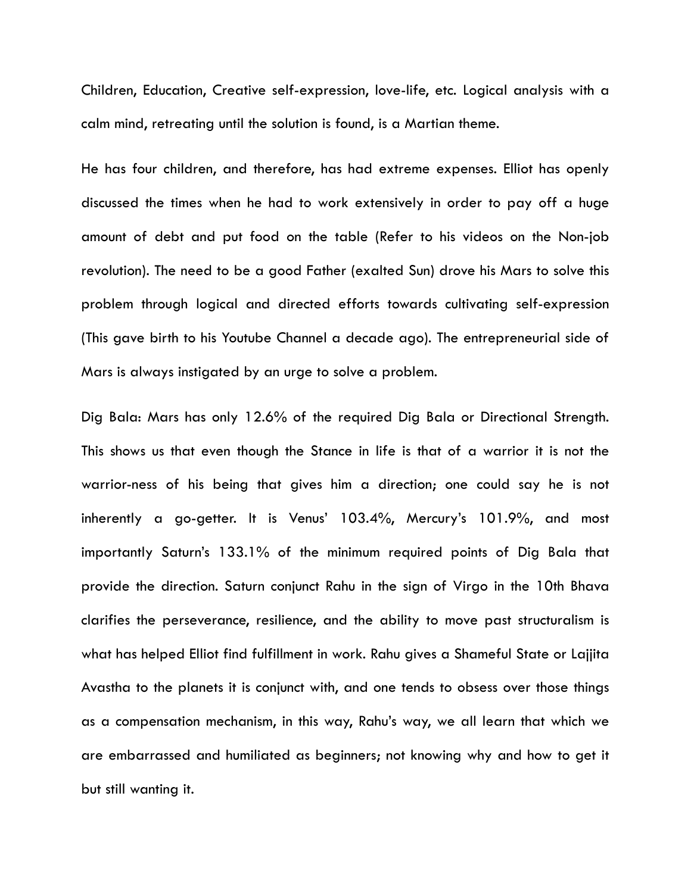Children, Education, Creative self-expression, love-life, etc. Logical analysis with a calm mind, retreating until the solution is found, is a Martian theme.

He has four children, and therefore, has had extreme expenses. Elliot has openly discussed the times when he had to work extensively in order to pay off a huge amount of debt and put food on the table (Refer to his videos on the Non-job revolution). The need to be a good Father (exalted Sun) drove his Mars to solve this problem through logical and directed efforts towards cultivating self-expression (This gave birth to his Youtube Channel a decade ago). The entrepreneurial side of Mars is always instigated by an urge to solve a problem.

Dig Bala: Mars has only 12.6% of the required Dig Bala or Directional Strength. This shows us that even though the Stance in life is that of a warrior it is not the warrior-ness of his being that gives him a direction; one could say he is not inherently a go-getter. It is Venus' 103.4%, Mercury's 101.9%, and most importantly Saturn's 133.1% of the minimum required points of Dig Bala that provide the direction. Saturn conjunct Rahu in the sign of Virgo in the 10th Bhava clarifies the perseverance, resilience, and the ability to move past structuralism is what has helped Elliot find fulfillment in work. Rahu gives a Shameful State or Lajjita Avastha to the planets it is conjunct with, and one tends to obsess over those things as a compensation mechanism, in this way, Rahu's way, we all learn that which we are embarrassed and humiliated as beginners; not knowing why and how to get it but still wanting it.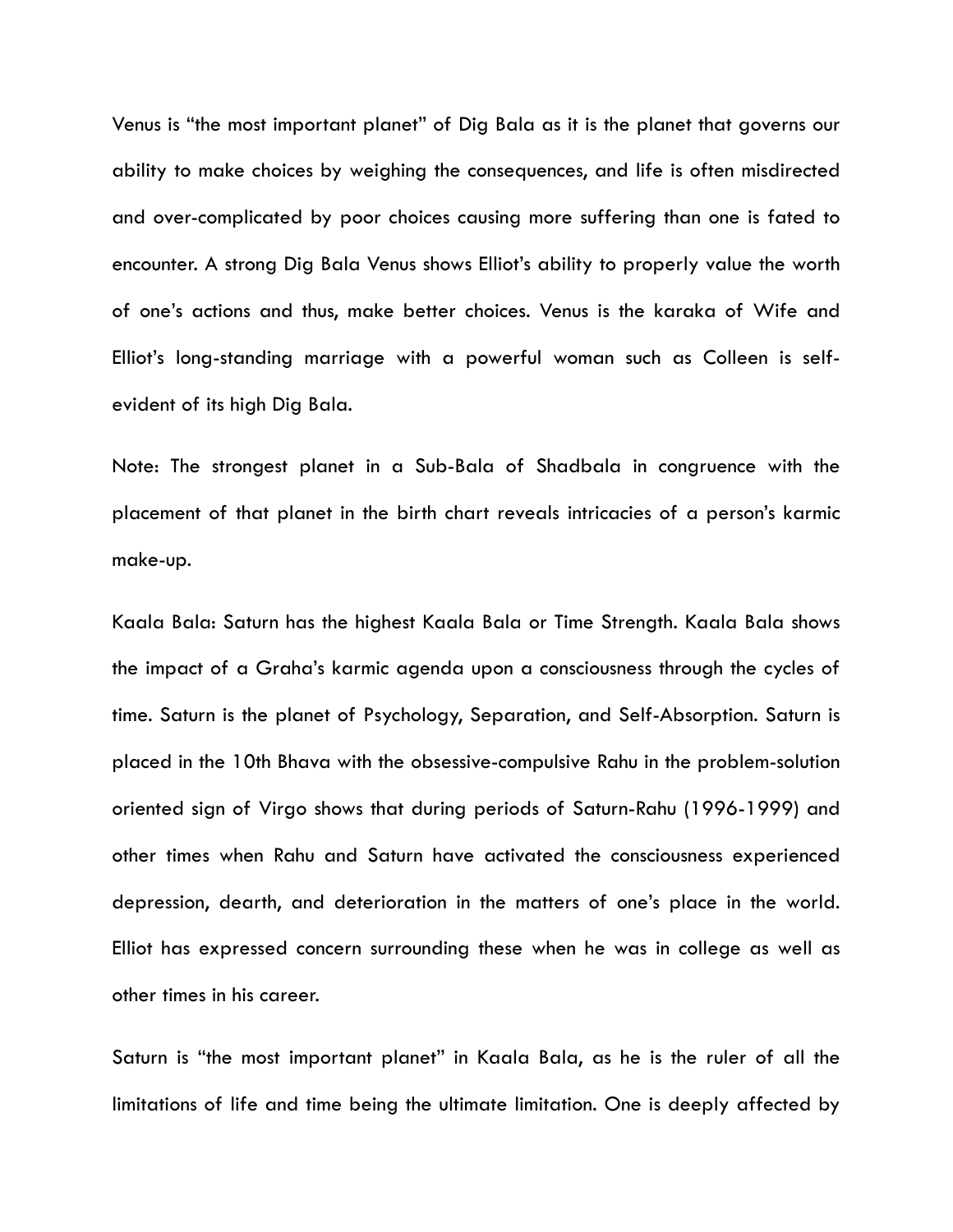Venus is “the most important planet” of Dig Bala as it is the planet that governs our ability to make choices by weighing the consequences, and life is often misdirected and over-complicated by poor choices causing more suffering than one is fated to encounter. A strong Dig Bala Venus shows Elliot’s ability to properly value the worth of one’s actions and thus, make better choices. Venus is the karaka of Wife and Elliot’s long-standing marriage with a powerful woman such as Colleen is self-evident of its high Dig Bala.

Note: The strongest planet in a Sub-Bala of Shadbala in congruence with the placement of that planet in the birth chart reveals intricacies of a person’s karmic make-up.

Kaala Bala: Saturn has the highest Kaala Bala or Time Strength. Kaala Bala shows the impact of a Graha’s karmic agenda upon a consciousness through the cycles of time. Saturn is the planet of Psychology, Separation, and Self-Absorption. Saturn is placed in the 10th Bhava with the obsessive-compulsive Rahu in the problem-solution oriented sign of Virgo shows that during periods of Saturn-Rahu (1996-1999) and other times when Rahu and Saturn have activated the consciousness experienced depression, dearth, and deterioration in the matters of one’s place in the world. Elliot has expressed concern surrounding these when he was in college as well as other times in his career.

Saturn is “the most important planet” in Kaala Bala, as he is the ruler of all the limitations of life and time being the ultimate limitation. One is deeply affected by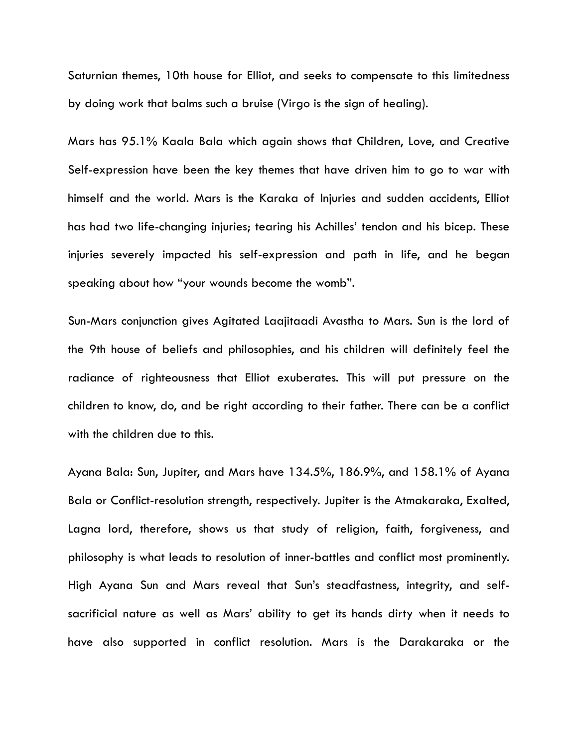Saturnian themes, 10th house for Elliot, and seeks to compensate to this limitedness by doing work that balms such a bruise (Virgo is the sign of healing).

Mars has 95.1% Kaala Bala which again shows that Children, Love, and Creative Self-expression have been the key themes that have driven him to go to war with himself and the world. Mars is the Karaka of Injuries and sudden accidents, Elliot has had two life-changing injuries; tearing his Achilles' tendon and his bicep. These injuries severely impacted his self-expression and path in life, and he began speaking about how "your wounds become the womb".

Sun-Mars conjunction gives Agitated Laajitaadi Avastha to Mars. Sun is the lord of the 9th house of beliefs and philosophies, and his children will definitely feel the radiance of righteousness that Elliot exuberates. This will put pressure on the children to know, do, and be right according to their father. There can be a conflict with the children due to this.

Ayana Bala: Sun, Jupiter, and Mars have 134.5%, 186.9%, and 158.1% of Ayana Bala or Conflict-resolution strength, respectively. Jupiter is the Atmakaraka, Exalted, Lagna lord, therefore, shows us that study of religion, faith, forgiveness, and philosophy is what leads to resolution of inner-battles and conflict most prominently. High Ayana Sun and Mars reveal that Sun's steadfastness, integrity, and self-sacrificial nature as well as Mars' ability to get its hands dirty when it needs to have also supported in conflict resolution. Mars is the Darakaraka or the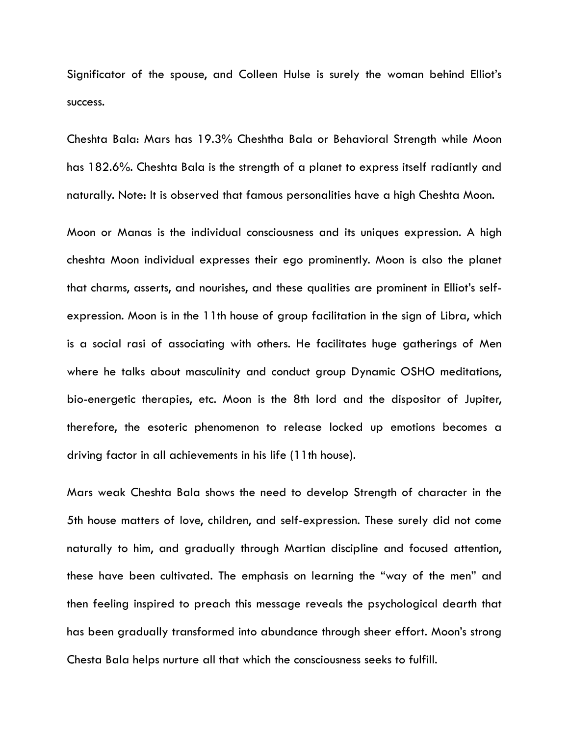Significator of the spouse, and Colleen Hulse is surely the woman behind Elliot's success.

Cheshta Bala: Mars has 19.3% Cheshtha Bala or Behavioral Strength while Moon has 182.6%. Cheshta Bala is the strength of a planet to express itself radiantly and naturally. Note: It is observed that famous personalities have a high Cheshta Moon.

Moon or Manas is the individual consciousness and its uniques expression. A high cheshta Moon individual expresses their ego prominently. Moon is also the planet that charms, asserts, and nourishes, and these qualities are prominent in Elliot's self-expression. Moon is in the 11th house of group facilitation in the sign of Libra, which is a social rasi of associating with others. He facilitates huge gatherings of Men where he talks about masculinity and conduct group Dynamic OSHO meditations, bio-energetic therapies, etc. Moon is the 8th lord and the dispositor of Jupiter, therefore, the esoteric phenomenon to release locked up emotions becomes a driving factor in all achievements in his life (11th house).

Mars weak Cheshta Bala shows the need to develop Strength of character in the 5th house matters of love, children, and self-expression. These surely did not come naturally to him, and gradually through Martian discipline and focused attention, these have been cultivated. The emphasis on learning the "way of the men" and then feeling inspired to preach this message reveals the psychological dearth that has been gradually transformed into abundance through sheer effort. Moon's strong Chesta Bala helps nurture all that which the consciousness seeks to fulfill.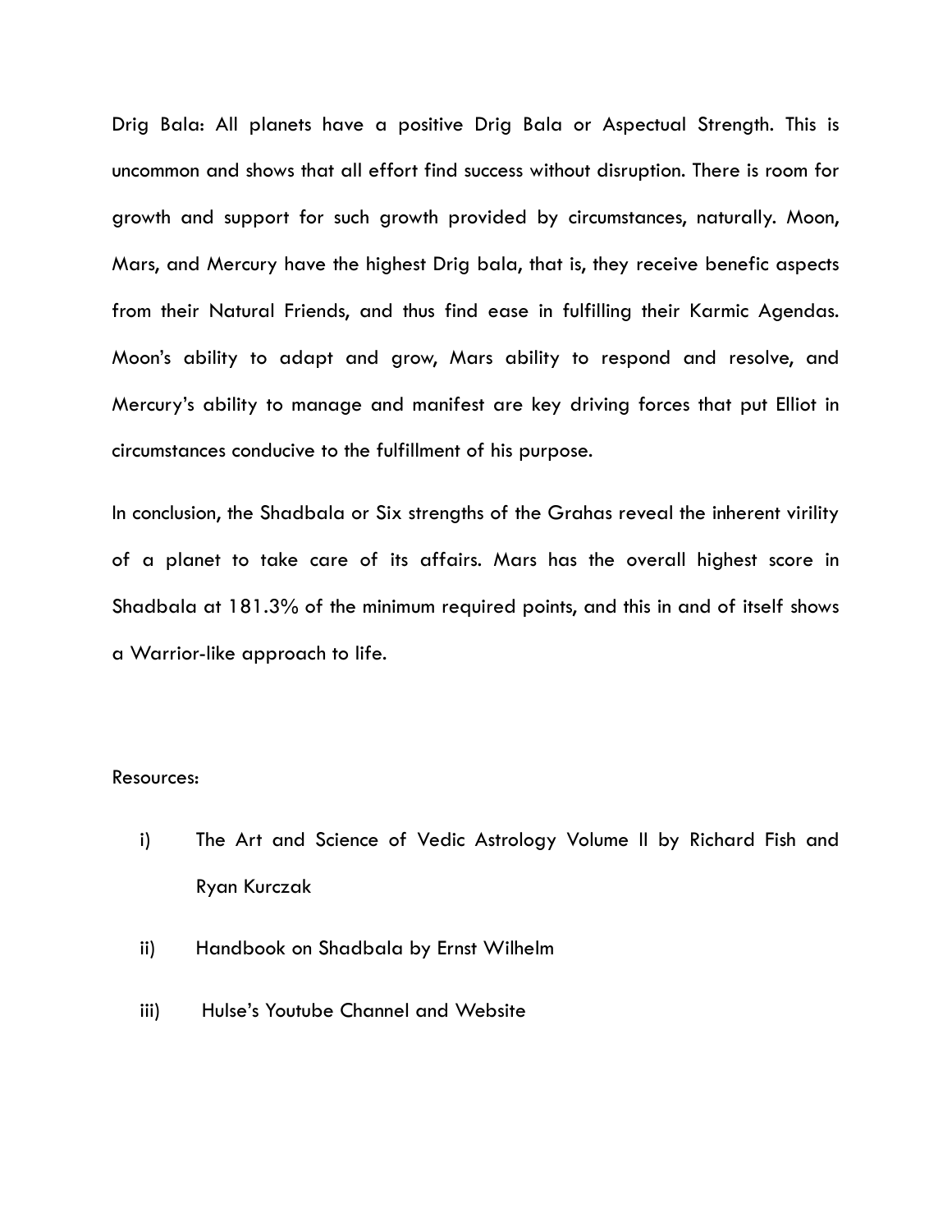Drig Bala: All planets have a positive Drig Bala or Aspectual Strength. This is uncommon and shows that all effort find success without disruption. There is room for growth and support for such growth provided by circumstances, naturally. Moon, Mars, and Mercury have the highest Drig bala, that is, they receive benefic aspects from their Natural Friends, and thus find ease in fulfilling their Karmic Agendas. Moon's ability to adapt and grow, Mars ability to respond and resolve, and Mercury's ability to manage and manifest are key driving forces that put Elliot in circumstances conducive to the fulfillment of his purpose.

In conclusion, the Shadbala or Six strengths of the Grahas reveal the inherent virility of a planet to take care of its affairs. Mars has the overall highest score in Shadbala at 181.3% of the minimum required points, and this in and of itself shows a Warrior-like approach to life.

Resources:

i) The Art and Science of Vedic Astrology Volume II by Richard Fish and Ryan Kurczak

ii) Handbook on Shadbala by Ernst Wilhelm

iii) Hulse's Youtube Channel and Website